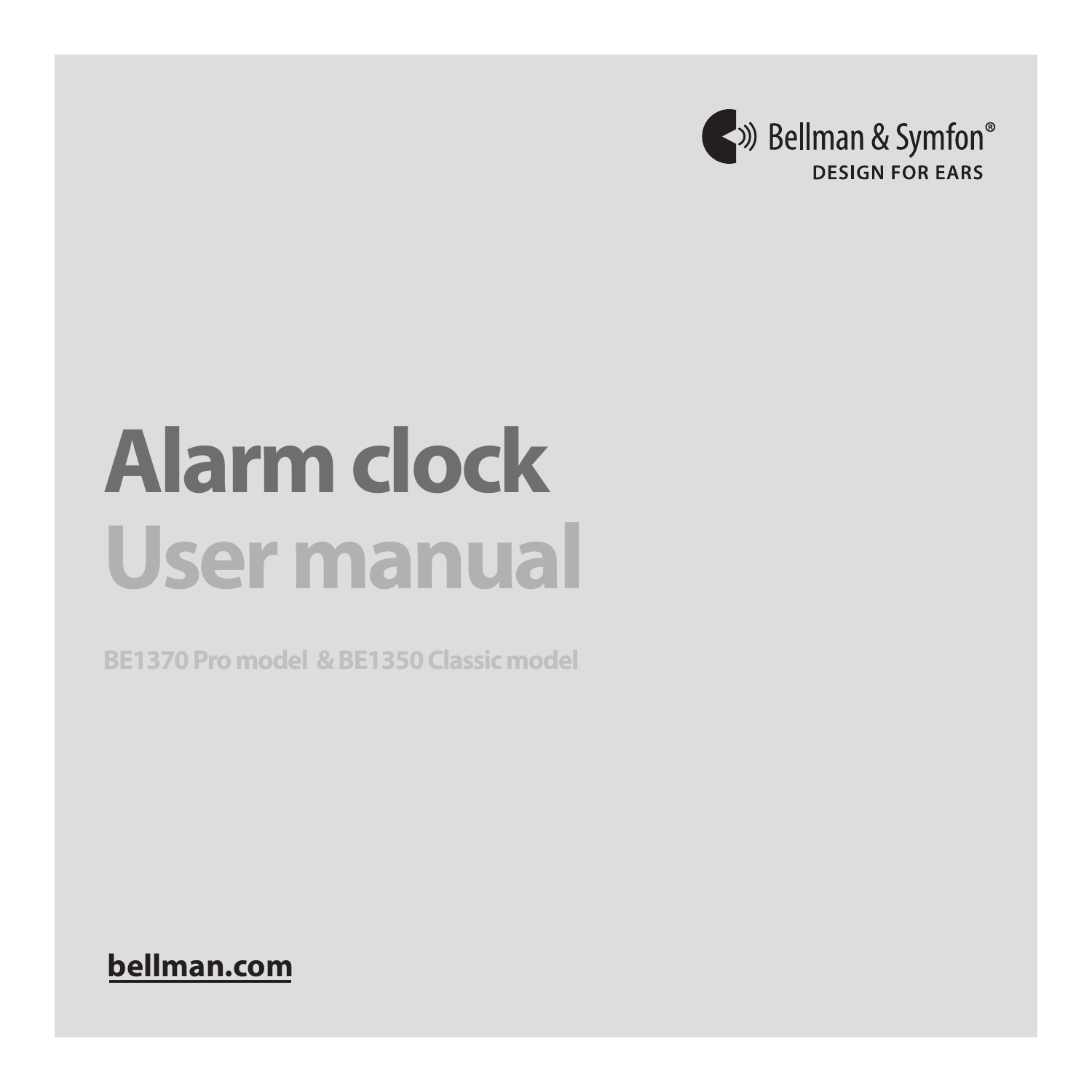Bellman & Symfon®
DESIGN FOR EARS

# Alarm clock
# User manual

**BE1370 Pro model & BE1350 Classic model**

**bellman.com**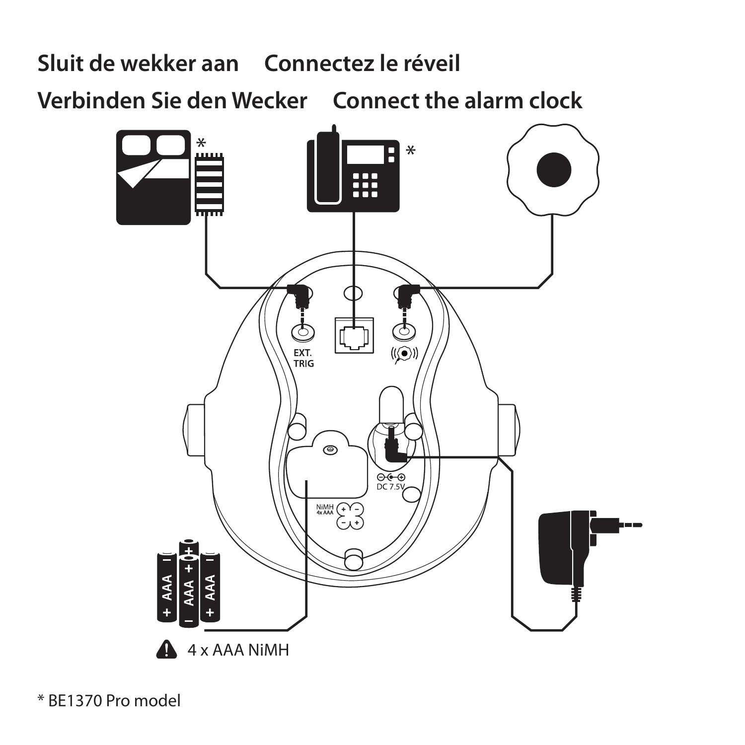# Sluit de wekker aan  Connectez le réveil

# Verbinden Sie den Wecker  Connect the alarm clock

EXT. TRIG

DC 7.5V

NiMH 4x AAA

4 x AAA NiMH

* BE1370 Pro model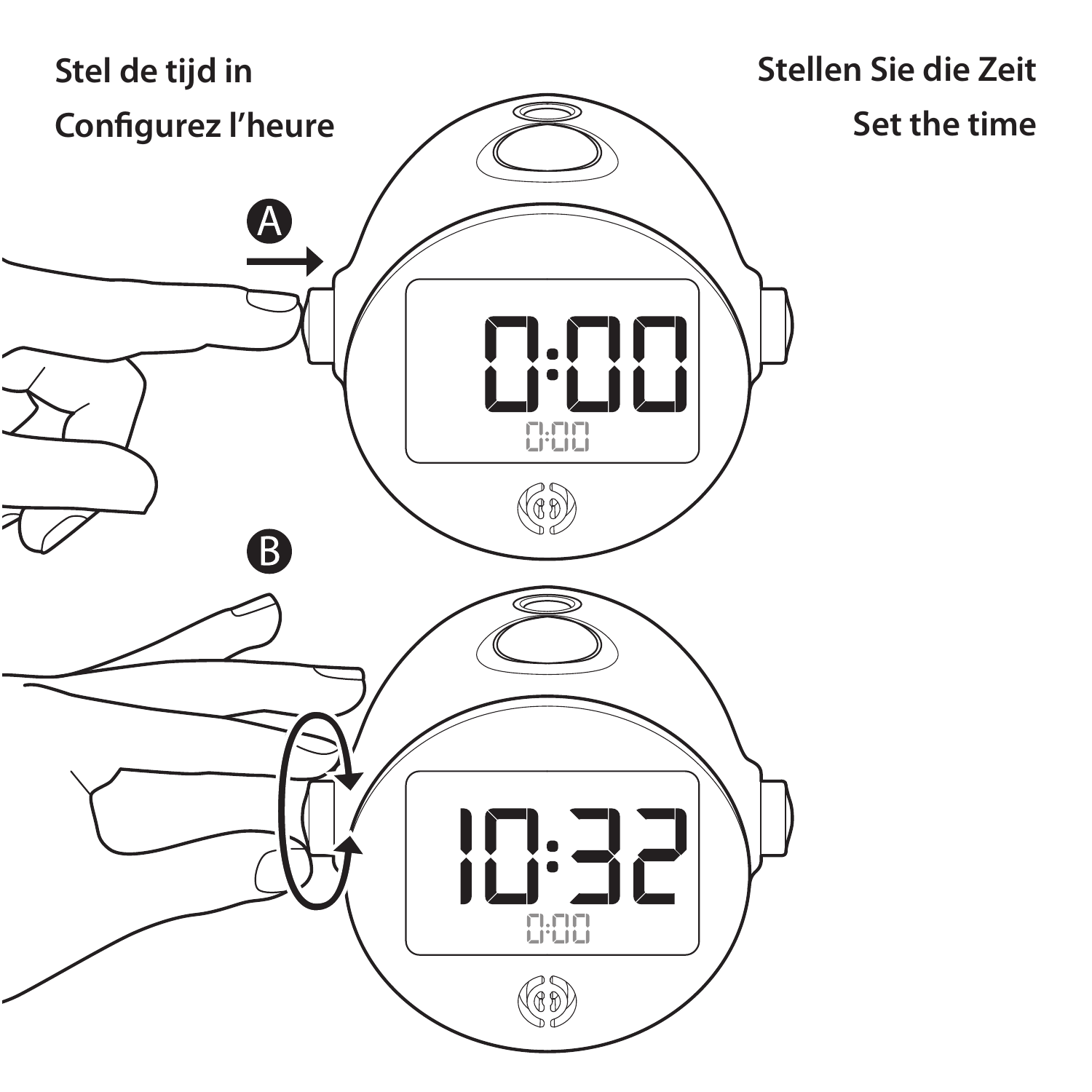**Stel de tijd in**

**Configurez l'heure**

**Stellen Sie die Zeit**

**Set the time**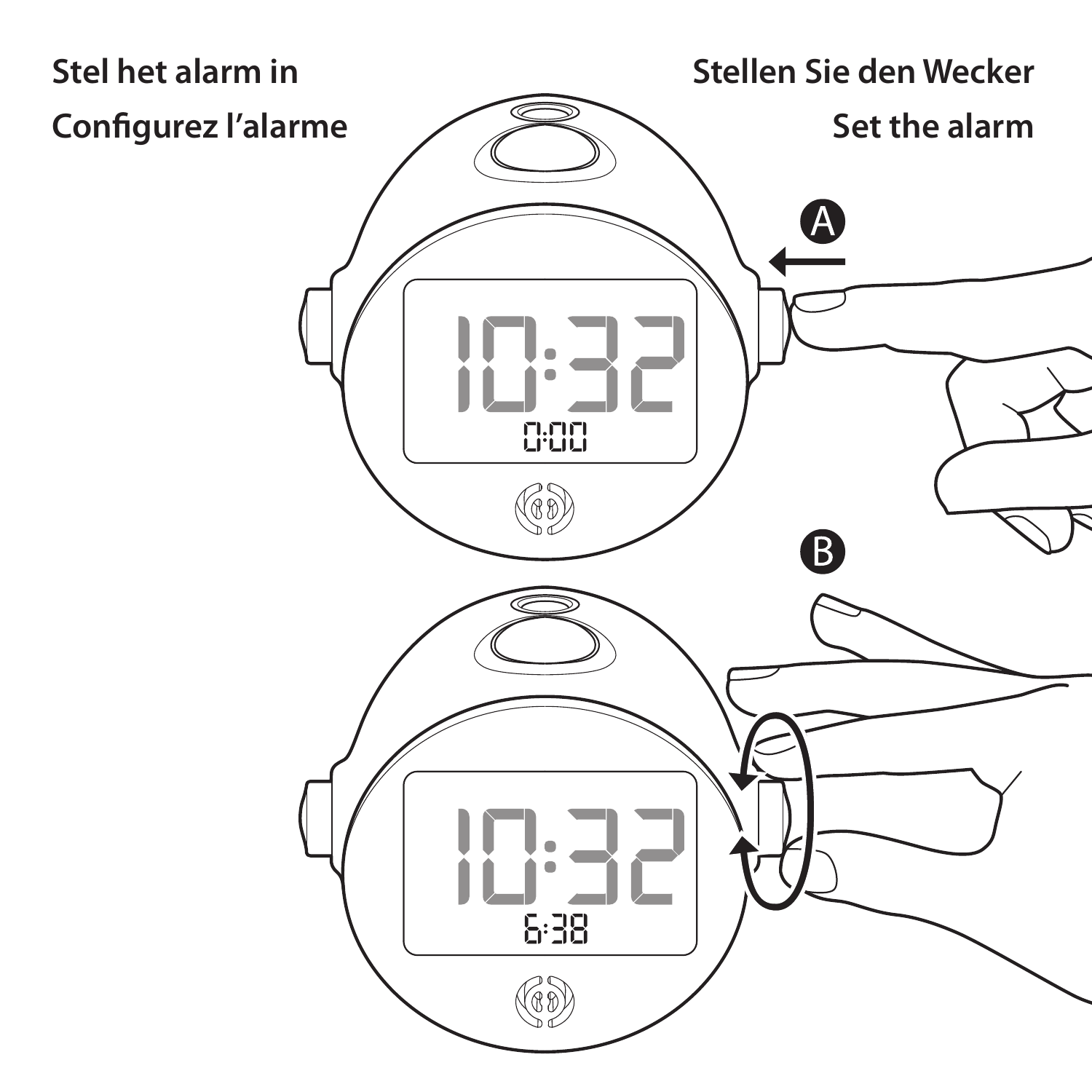**Stel het alarm in**

**Configurez l'alarme**

**Stellen Sie den Wecker**

**Set the alarm**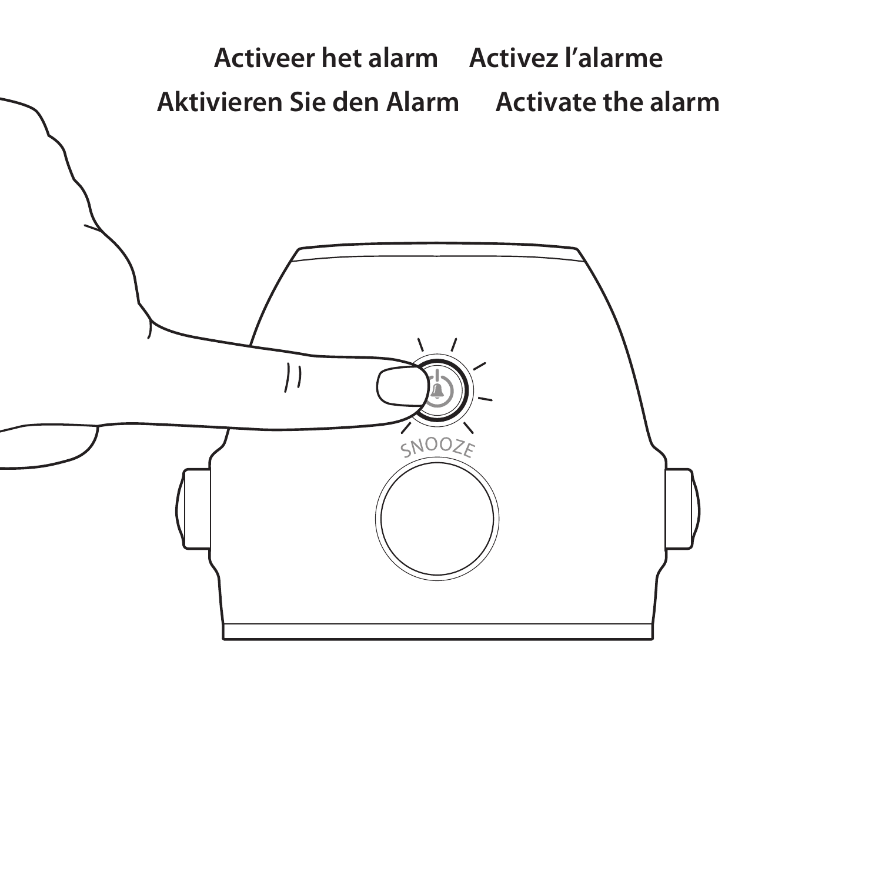**Activeer het alarm** **Activez l'alarme**

**Aktivieren Sie den Alarm** **Activate the alarm**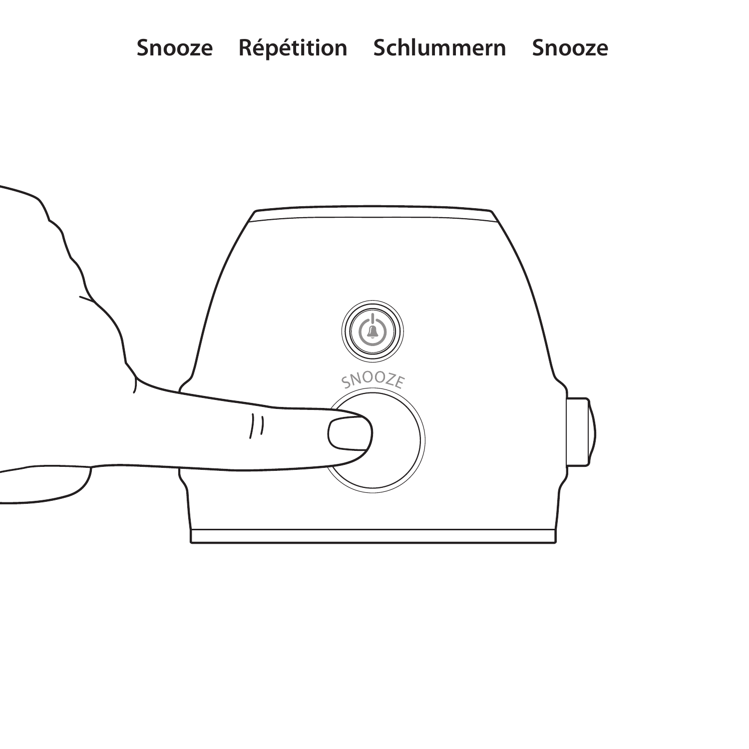**Snooze Répétition Schlummern Snooze**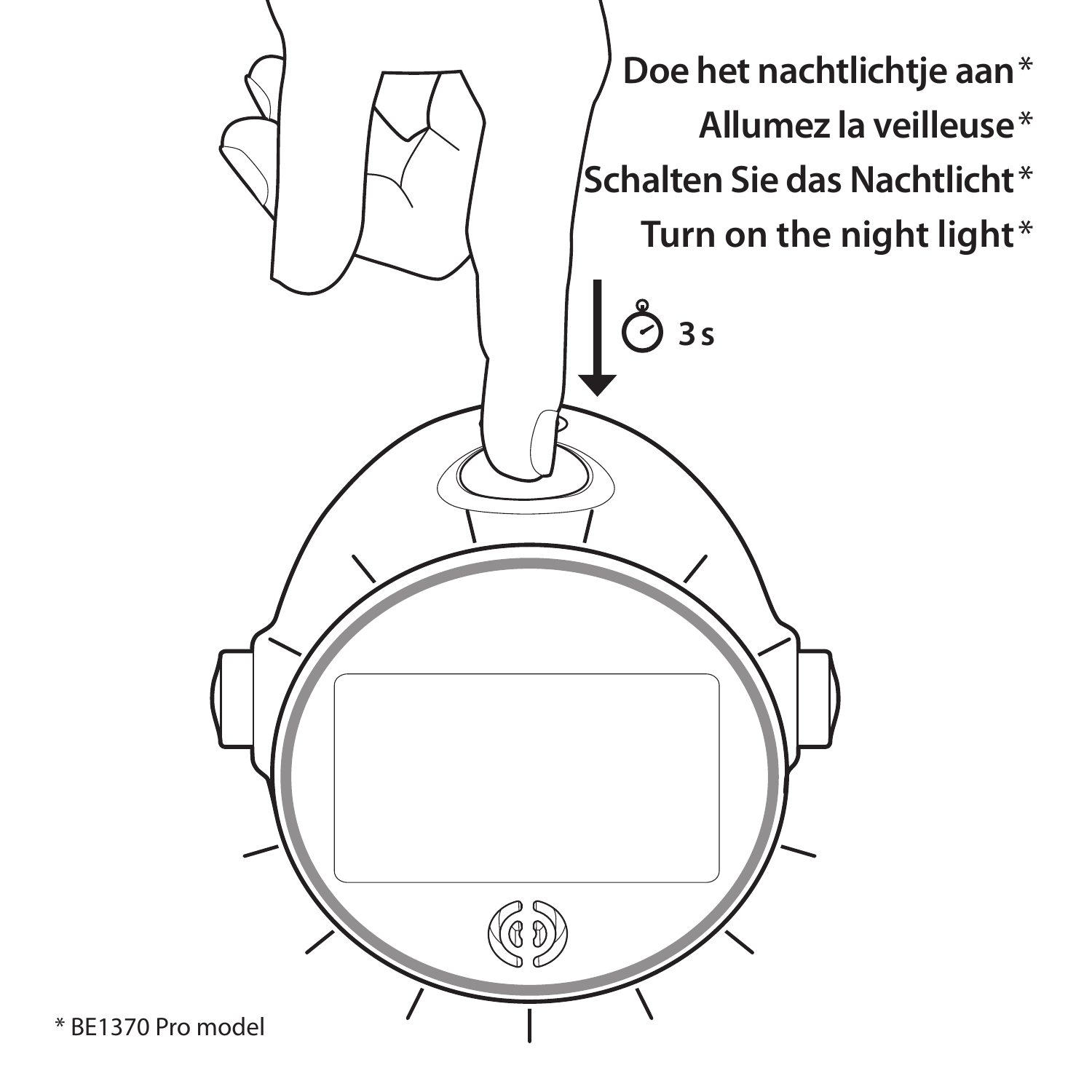**Doe het nachtlichtje aan***

**Allumez la veilleuse***

**Schalten Sie das Nachtlicht***

**Turn on the night light***

**3 s**

* BE1370 Pro model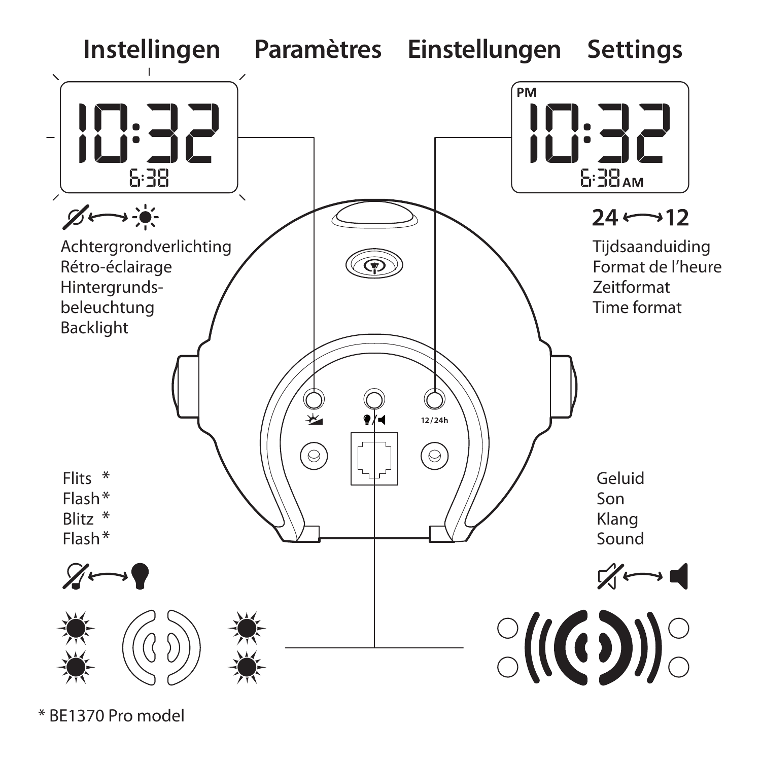# Instellingen Paramètres Einstellungen Settings

Achtergrondverlichting
Rétro-éclairage
Hintergrunds-
beleuchtung
Backlight

24 ⟷ 12

Tijdsaanduiding
Format de l'heure
Zeitformat
Time format

Flits *
Flash*
Blitz *
Flash*

Geluid
Son
Klang
Sound

* BE1370 Pro model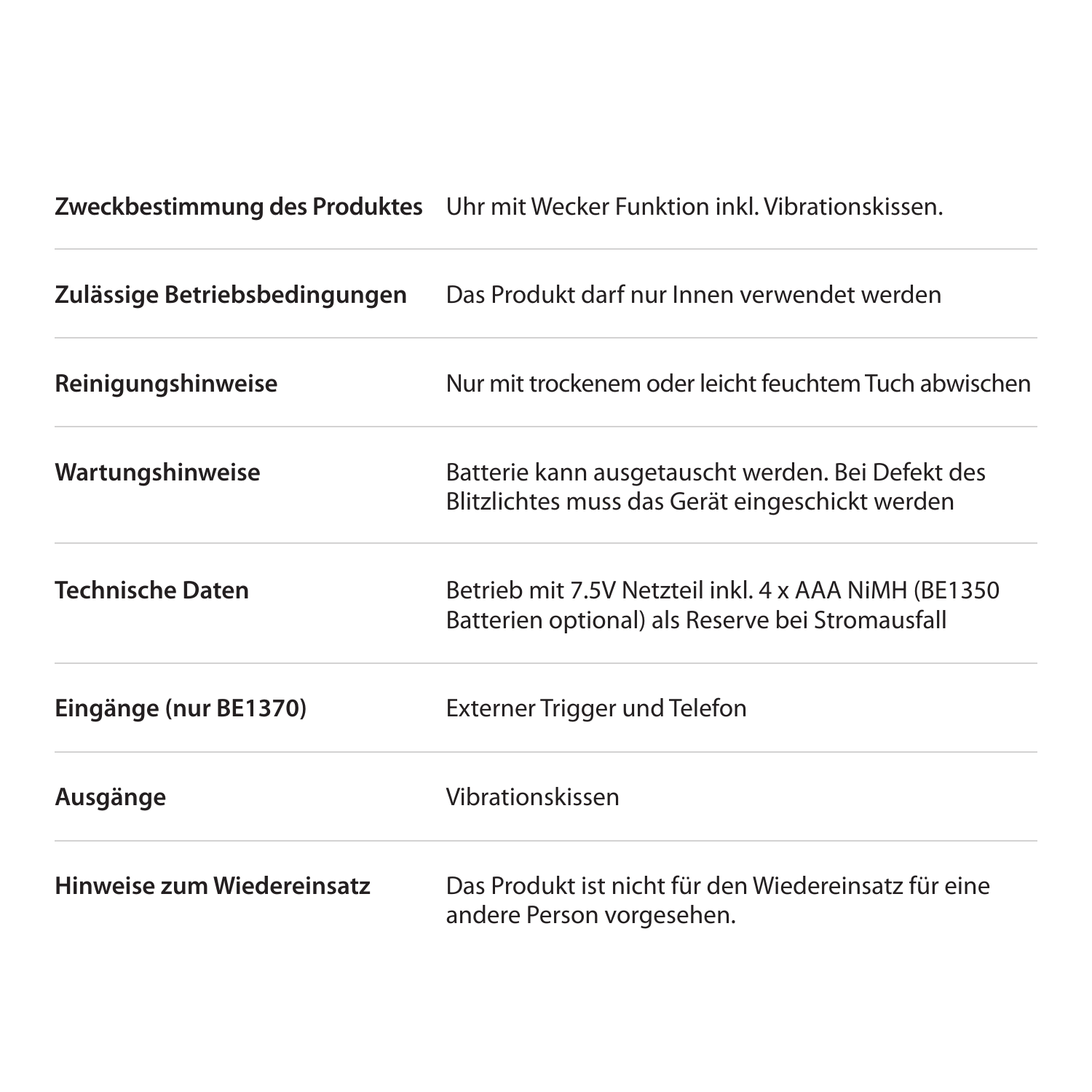| | |
|---|---|
| **Zweckbestimmung des Produktes** | Uhr mit Wecker Funktion inkl. Vibrationskissen. |
| **Zulässige Betriebsbedingungen** | Das Produkt darf nur Innen verwendet werden |
| **Reinigungshinweise** | Nur mit trockenem oder leicht feuchtem Tuch abwischen |
| **Wartungshinweise** | Batterie kann ausgetauscht werden. Bei Defekt des Blitzlichtes muss das Gerät eingeschickt werden |
| **Technische Daten** | Betrieb mit 7.5V Netzteil inkl. 4 x AAA NiMH (BE1350 Batterien optional) als Reserve bei Stromausfall |
| **Eingänge (nur BE1370)** | Externer Trigger und Telefon |
| **Ausgänge** | Vibrationskissen |
| **Hinweise zum Wiedereinsatz** | Das Produkt ist nicht für den Wiedereinsatz für eine andere Person vorgesehen. |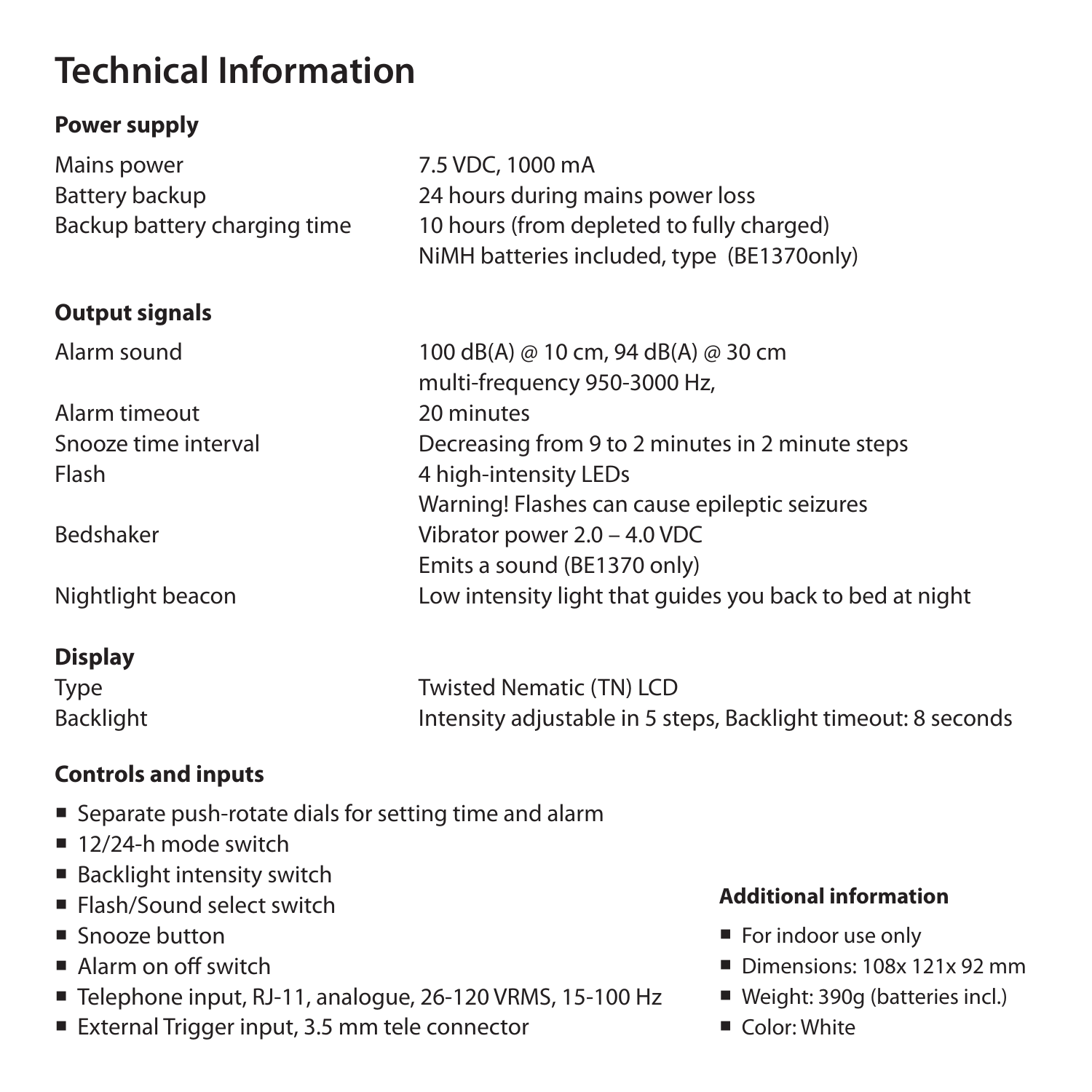# Technical Information

## Power supply

| | |
|---|---|
| Mains power | 7.5 VDC, 1000 mA |
| Battery backup | 24 hours during mains power loss |
| Backup battery charging time | 10 hours (from depleted to fully charged)<br>NiMH batteries included, type (BE1370only) |

## Output signals

| | |
|---|---|
| Alarm sound | 100 dB(A) @ 10 cm, 94 dB(A) @ 30 cm<br>multi-frequency 950-3000 Hz, |
| Alarm timeout | 20 minutes |
| Snooze time interval | Decreasing from 9 to 2 minutes in 2 minute steps |
| Flash | 4 high-intensity LEDs<br>Warning! Flashes can cause epileptic seizures |
| Bedshaker | Vibrator power 2.0 – 4.0 VDC<br>Emits a sound (BE1370 only) |
| Nightlight beacon | Low intensity light that guides you back to bed at night |

## Display

| | |
|---|---|
| Type | Twisted Nematic (TN) LCD |
| Backlight | Intensity adjustable in 5 steps, Backlight timeout: 8 seconds |

## Controls and inputs

- Separate push-rotate dials for setting time and alarm
- 12/24-h mode switch
- Backlight intensity switch
- Flash/Sound select switch
- Snooze button
- Alarm on off switch
- Telephone input, RJ-11, analogue, 26-120 VRMS, 15-100 Hz
- External Trigger input, 3.5 mm tele connector

## Additional information

- For indoor use only
- Dimensions: 108x 121x 92 mm
- Weight: 390g (batteries incl.)
- Color: White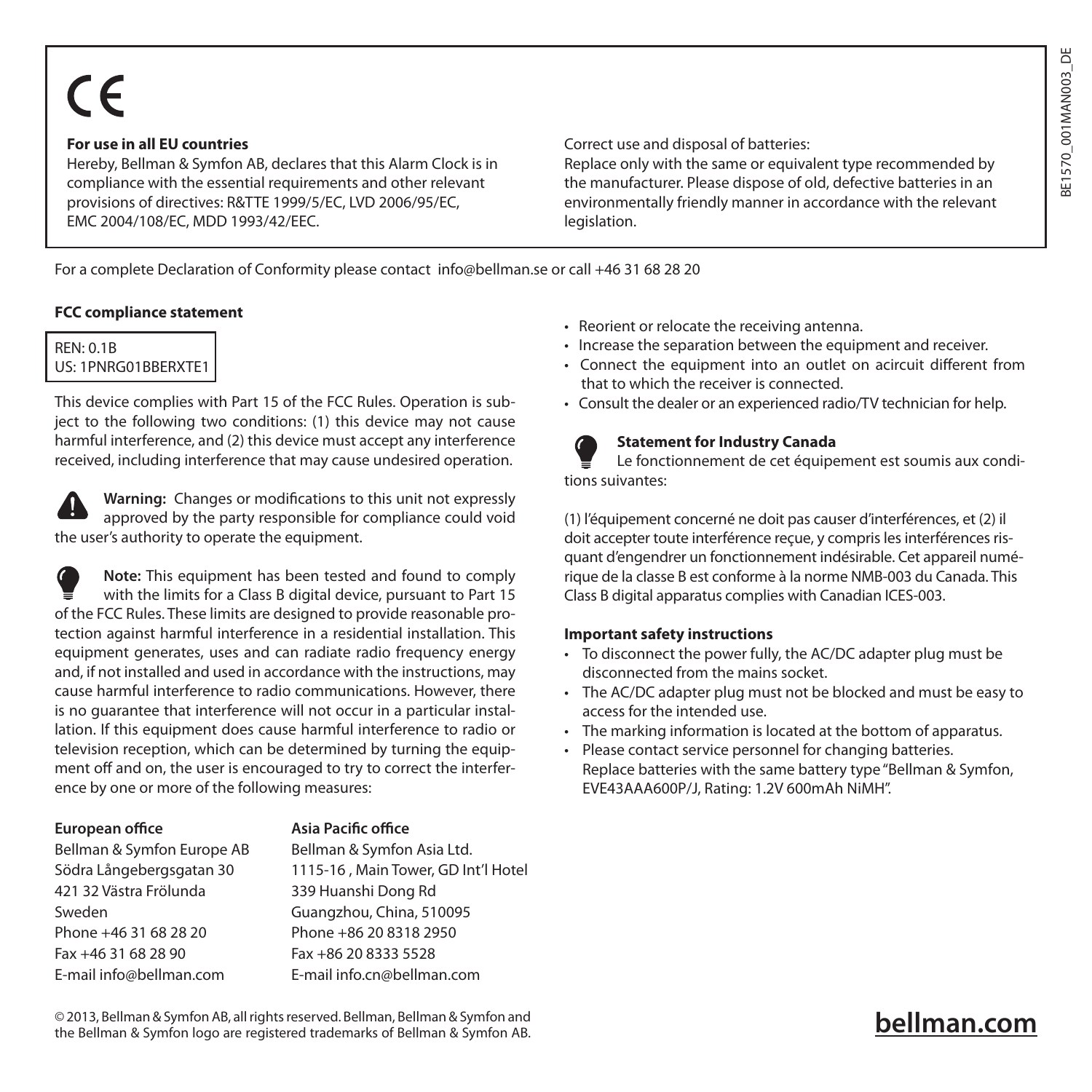CE

**For use in all EU countries**

Hereby, Bellman & Symfon AB, declares that this Alarm Clock is in compliance with the essential requirements and other relevant provisions of directives: R&TTE 1999/5/EC, LVD 2006/95/EC, EMC 2004/108/EC, MDD 1993/42/EEC.

Correct use and disposal of batteries:
Replace only with the same or equivalent type recommended by the manufacturer. Please dispose of old, defective batteries in an environmentally friendly manner in accordance with the relevant legislation.

For a complete Declaration of Conformity please contact info@bellman.se or call +46 31 68 28 20

**FCC compliance statement**

REN: 0.1B
US: 1PNRG01BBERXTE1

This device complies with Part 15 of the FCC Rules. Operation is subject to the following two conditions: (1) this device may not cause harmful interference, and (2) this device must accept any interference received, including interference that may cause undesired operation.

**Warning:** Changes or modifications to this unit not expressly approved by the party responsible for compliance could void the user's authority to operate the equipment.

**Note:** This equipment has been tested and found to comply with the limits for a Class B digital device, pursuant to Part 15 of the FCC Rules. These limits are designed to provide reasonable protection against harmful interference in a residential installation. This equipment generates, uses and can radiate radio frequency energy and, if not installed and used in accordance with the instructions, may cause harmful interference to radio communications. However, there is no guarantee that interference will not occur in a particular installation. If this equipment does cause harmful interference to radio or television reception, which can be determined by turning the equipment off and on, the user is encouraged to try to correct the interference by one or more of the following measures:

- Reorient or relocate the receiving antenna.
- Increase the separation between the equipment and receiver.
- Connect the equipment into an outlet on acircuit different from that to which the receiver is connected.
- Consult the dealer or an experienced radio/TV technician for help.

**Statement for Industry Canada**

Le fonctionnement de cet équipement est soumis aux conditions suivantes:

(1) l'équipement concerné ne doit pas causer d'interférences, et (2) il doit accepter toute interférence reçue, y compris les interférences risquant d'engendrer un fonctionnement indésirable. Cet appareil numérique de la classe B est conforme à la norme NMB-003 du Canada. This Class B digital apparatus complies with Canadian ICES-003.

**Important safety instructions**

- To disconnect the power fully, the AC/DC adapter plug must be disconnected from the mains socket.
- The AC/DC adapter plug must not be blocked and must be easy to access for the intended use.
- The marking information is located at the bottom of apparatus.
- Please contact service personnel for changing batteries. Replace batteries with the same battery type "Bellman & Symfon, EVE43AAA600P/J, Rating: 1.2V 600mAh NiMH".

**European office**
Bellman & Symfon Europe AB
Södra Långebergsgatan 30
421 32 Västra Frölunda
Sweden
Phone +46 31 68 28 20
Fax +46 31 68 28 90
E-mail info@bellman.com

**Asia Pacific office**
Bellman & Symfon Asia Ltd.
1115-16 , Main Tower, GD Int'l Hotel
339 Huanshi Dong Rd
Guangzhou, China, 510095
Phone +86 20 8318 2950
Fax +86 20 8333 5528
E-mail info.cn@bellman.com

© 2013, Bellman & Symfon AB, all rights reserved. Bellman, Bellman & Symfon and the Bellman & Symfon logo are registered trademarks of Bellman & Symfon AB.

**bellman.com**

BE1570_001MAN003_DE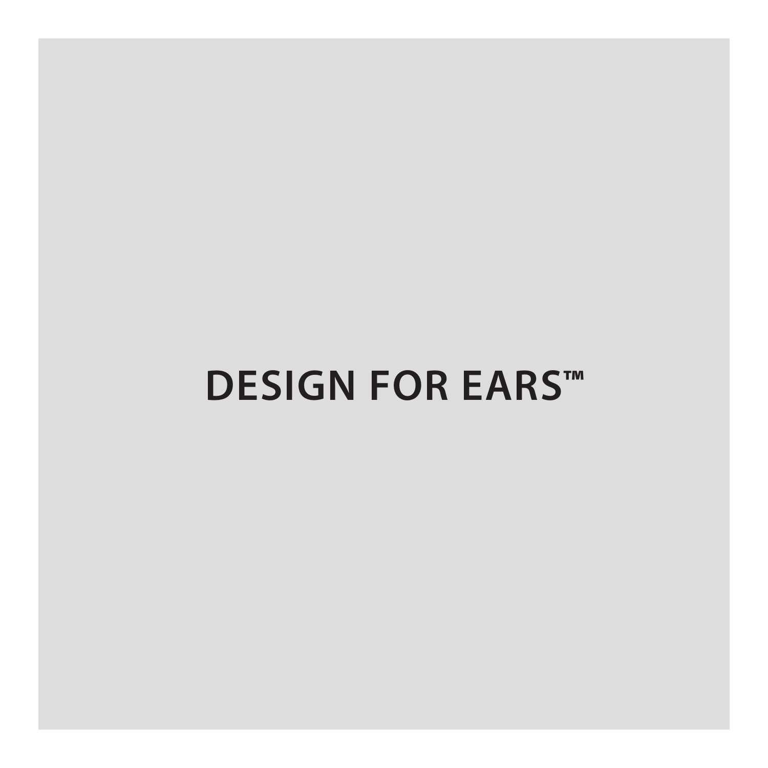DESIGN FOR EARS™